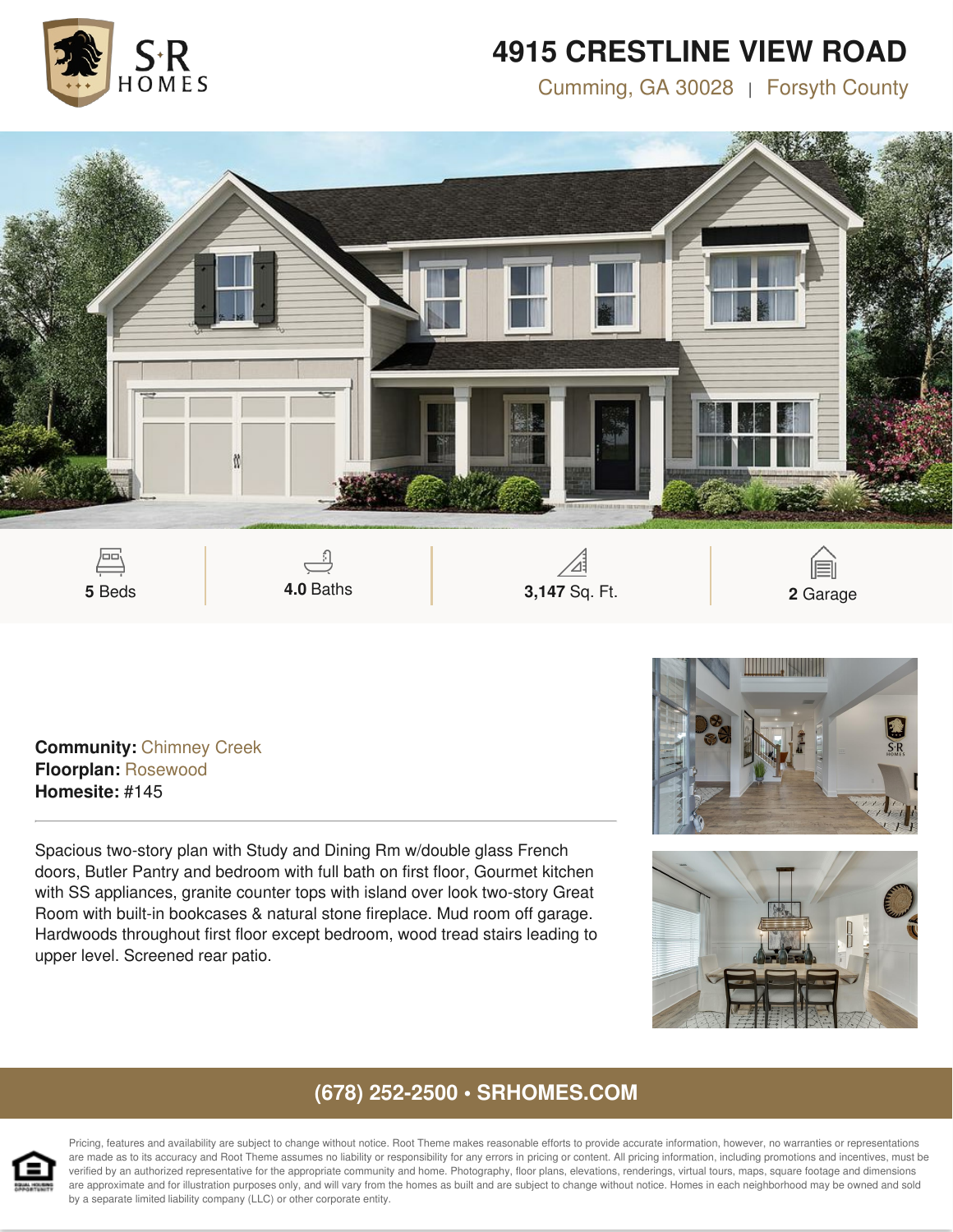S·R HOMES

# 4915 CRESTLINE VIEW ROAD

Cumming, GA 30028 | Forsyth County

| 5 Beds | 4.0 Baths | 3,147 Sq. Ft. | 2 Garage |
|---|---|---|---|

**Community:** Chimney Creek
**Floorplan:** Rosewood
**Homesite:** #145

Spacious two-story plan with Study and Dining Rm w/double glass French doors, Butler Pantry and bedroom with full bath on first floor, Gourmet kitchen with SS appliances, granite counter tops with island over look two-story Great Room with built-in bookcases & natural stone fireplace. Mud room off garage. Hardwoods throughout first floor except bedroom, wood tread stairs leading to upper level. Screened rear patio.

**(678) 252-2500 • SRHOMES.COM**

Pricing, features and availability are subject to change without notice. Root Theme makes reasonable efforts to provide accurate information, however, no warranties or representations are made as to its accuracy and Root Theme assumes no liability or responsibility for any errors in pricing or content. All pricing information, including promotions and incentives, must be verified by an authorized representative for the appropriate community and home. Photography, floor plans, elevations, renderings, virtual tours, maps, square footage and dimensions are approximate and for illustration purposes only, and will vary from the homes as built and are subject to change without notice. Homes in each neighborhood may be owned and sold by a separate limited liability company (LLC) or other corporate entity.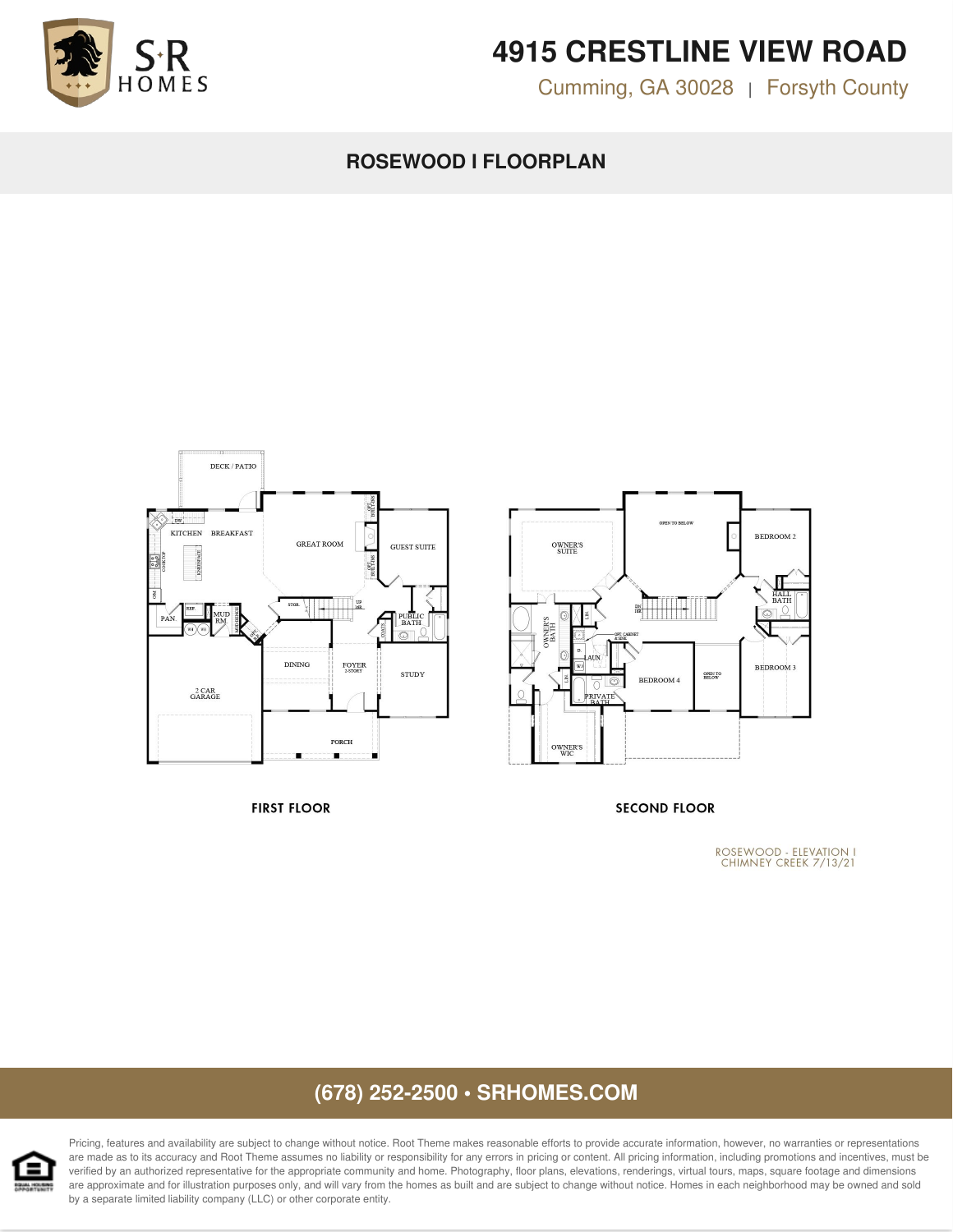# 4915 CRESTLINE VIEW ROAD

Cumming, GA 30028 | Forsyth County

## ROSEWOOD I FLOORPLAN

DECK / PATIO
KITCHEN
BREAKFAST
GREAT ROOM
GUEST SUITE
PAN.
MUD RM
PUBLIC BATH
DINING
FOYER
2-STORY
STUDY
2 CAR GARAGE
PORCH

**FIRST FLOOR**

OWNER'S SUITE
OPEN TO BELOW
BEDROOM 2
HALL BATH
OWNER'S BATH
LAUN.
BEDROOM 4
OPEN TO BELOW
BEDROOM 3
PRIVATE BATH
OWNER'S WIC

**SECOND FLOOR**

ROSEWOOD - ELEVATION I
CHIMNEY CREEK 7/13/21

**(678) 252-2500 • SRHOMES.COM**

Pricing, features and availability are subject to change without notice. Root Theme makes reasonable efforts to provide accurate information, however, no warranties or representations are made as to its accuracy and Root Theme assumes no liability or responsibility for any errors in pricing or content. All pricing information, including promotions and incentives, must be verified by an authorized representative for the appropriate community and home. Photography, floor plans, elevations, renderings, virtual tours, maps, square footage and dimensions are approximate and for illustration purposes only, and will vary from the homes as built and are subject to change without notice. Homes in each neighborhood may be owned and sold by a separate limited liability company (LLC) or other corporate entity.